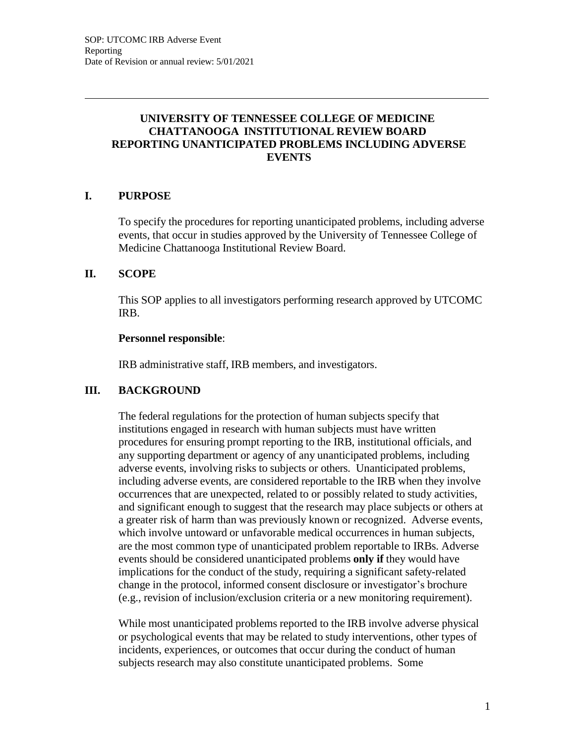# UNIVERSITY OF TENNESSEE COLLEGE OF MEDICINE CHATTANOOGA INSTITUTIONAL REVIEW BOARD REPORTING UNANTICIPATED PROBLEMS INCLUDING ADVERSE EVENTS

## I. PURPOSE

To specify the procedures for reporting unanticipated problems, including adverse events, that occur in studies approved by the University of Tennessee College of Medicine Chattanooga Institutional Review Board.

## II. SCOPE

This SOP applies to all investigators performing research approved by UTCOMC IRB.

**Personnel responsible**:

IRB administrative staff, IRB members, and investigators.

## III. BACKGROUND

The federal regulations for the protection of human subjects specify that institutions engaged in research with human subjects must have written procedures for ensuring prompt reporting to the IRB, institutional officials, and any supporting department or agency of any unanticipated problems, including adverse events, involving risks to subjects or others. Unanticipated problems, including adverse events, are considered reportable to the IRB when they involve occurrences that are unexpected, related to or possibly related to study activities, and significant enough to suggest that the research may place subjects or others at a greater risk of harm than was previously known or recognized. Adverse events, which involve untoward or unfavorable medical occurrences in human subjects, are the most common type of unanticipated problem reportable to IRBs. Adverse events should be considered unanticipated problems **only if** they would have implications for the conduct of the study, requiring a significant safety-related change in the protocol, informed consent disclosure or investigator's brochure (e.g., revision of inclusion/exclusion criteria or a new monitoring requirement).

While most unanticipated problems reported to the IRB involve adverse physical or psychological events that may be related to study interventions, other types of incidents, experiences, or outcomes that occur during the conduct of human subjects research may also constitute unanticipated problems. Some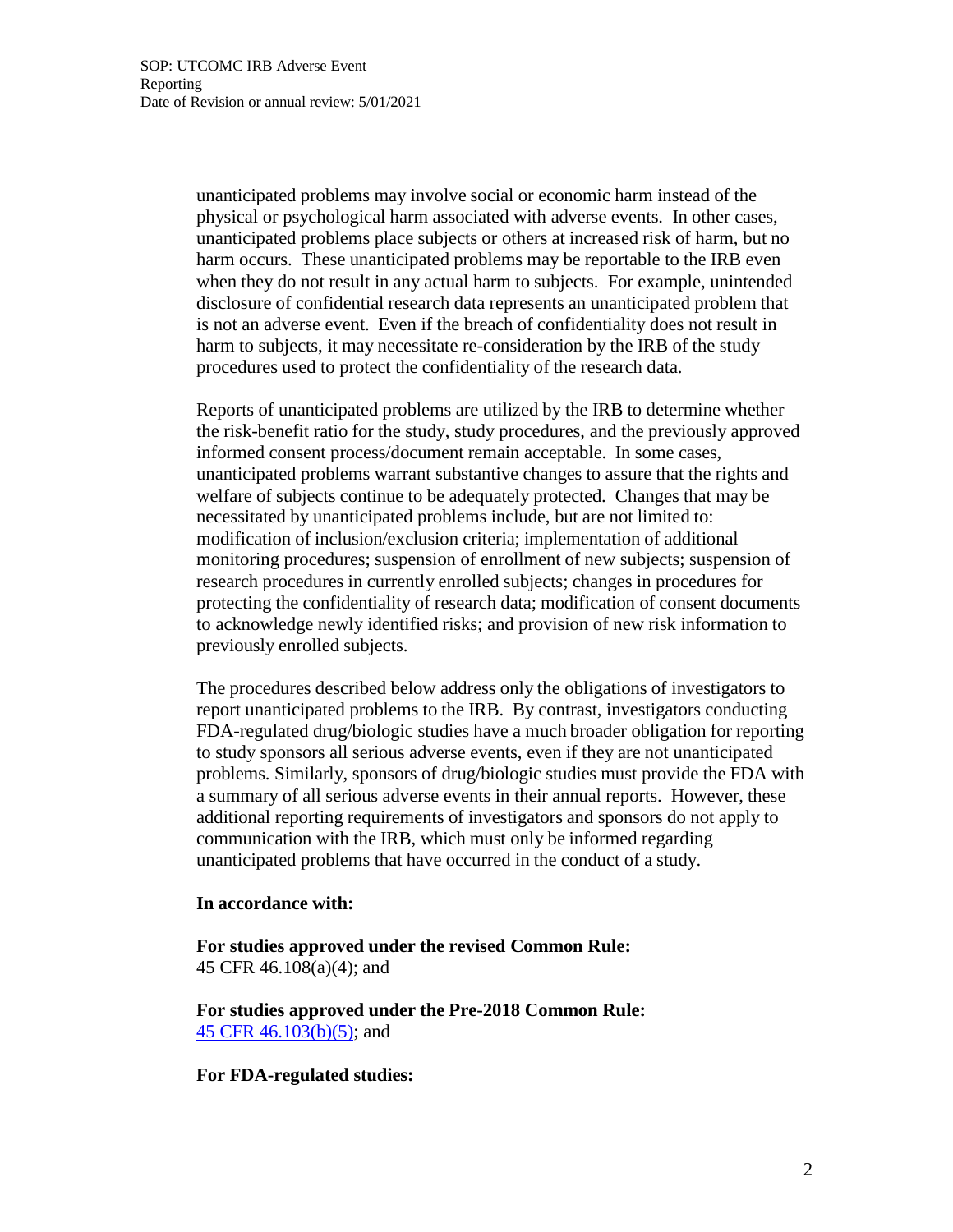unanticipated problems may involve social or economic harm instead of the physical or psychological harm associated with adverse events. In other cases, unanticipated problems place subjects or others at increased risk of harm, but no harm occurs. These unanticipated problems may be reportable to the IRB even when they do not result in any actual harm to subjects. For example, unintended disclosure of confidential research data represents an unanticipated problem that is not an adverse event. Even if the breach of confidentiality does not result in harm to subjects, it may necessitate re-consideration by the IRB of the study procedures used to protect the confidentiality of the research data.

Reports of unanticipated problems are utilized by the IRB to determine whether the risk-benefit ratio for the study, study procedures, and the previously approved informed consent process/document remain acceptable. In some cases, unanticipated problems warrant substantive changes to assure that the rights and welfare of subjects continue to be adequately protected. Changes that may be necessitated by unanticipated problems include, but are not limited to: modification of inclusion/exclusion criteria; implementation of additional monitoring procedures; suspension of enrollment of new subjects; suspension of research procedures in currently enrolled subjects; changes in procedures for protecting the confidentiality of research data; modification of consent documents to acknowledge newly identified risks; and provision of new risk information to previously enrolled subjects.

The procedures described below address only the obligations of investigators to report unanticipated problems to the IRB. By contrast, investigators conducting FDA-regulated drug/biologic studies have a much broader obligation for reporting to study sponsors all serious adverse events, even if they are not unanticipated problems. Similarly, sponsors of drug/biologic studies must provide the FDA with a summary of all serious adverse events in their annual reports. However, these additional reporting requirements of investigators and sponsors do not apply to communication with the IRB, which must only be informed regarding unanticipated problems that have occurred in the conduct of a study.

**In accordance with:**

**For studies approved under the revised Common Rule:**
45 CFR 46.108(a)(4); and

**For studies approved under the Pre-2018 Common Rule:**
45 CFR 46.103(b)(5); and

**For FDA-regulated studies:**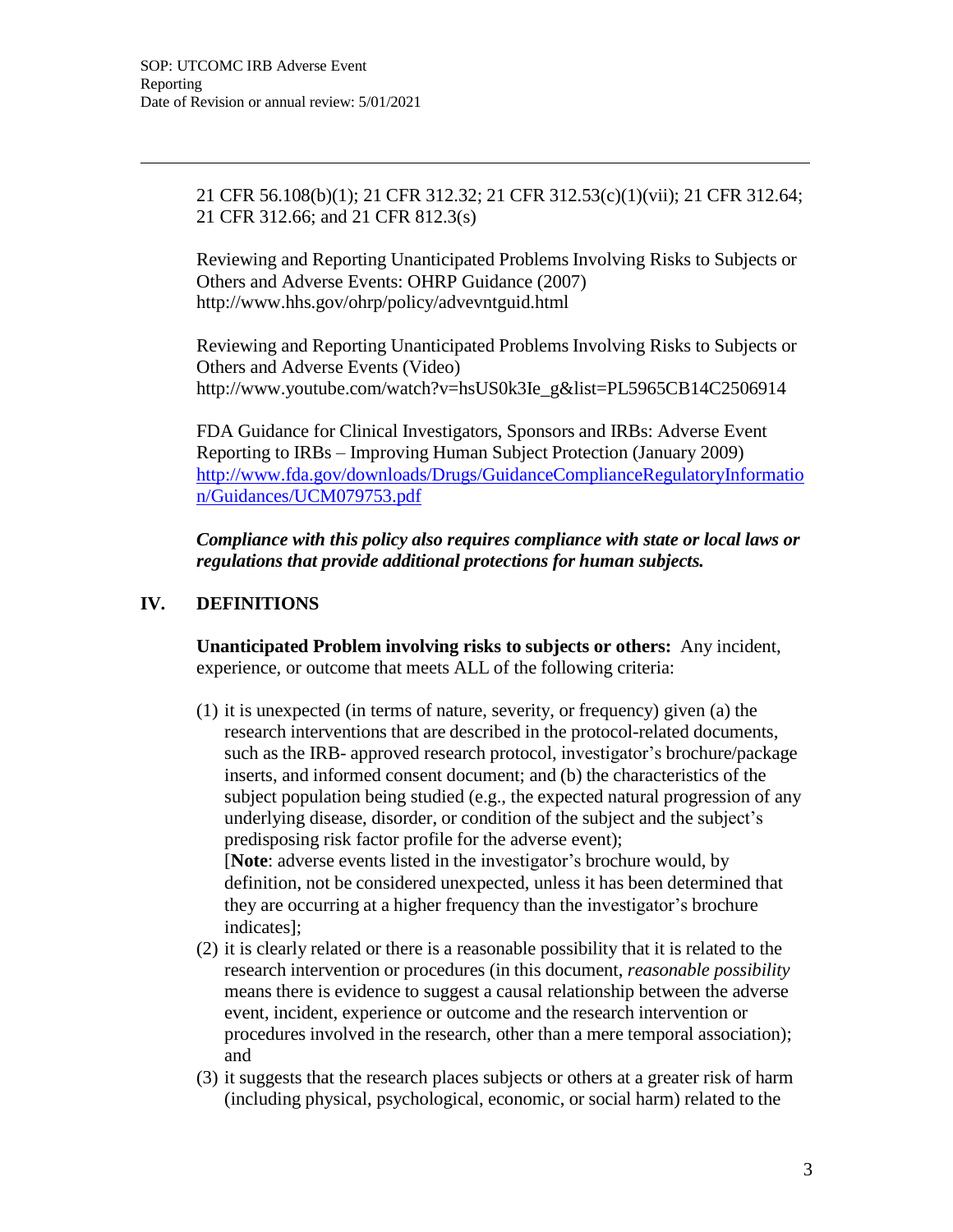21 CFR 56.108(b)(1); 21 CFR 312.32; 21 CFR 312.53(c)(1)(vii); 21 CFR 312.64; 21 CFR 312.66; and 21 CFR 812.3(s)

Reviewing and Reporting Unanticipated Problems Involving Risks to Subjects or Others and Adverse Events: OHRP Guidance (2007) http://www.hhs.gov/ohrp/policy/advevntguid.html

Reviewing and Reporting Unanticipated Problems Involving Risks to Subjects or Others and Adverse Events (Video) http://www.youtube.com/watch?v=hsUS0k3Ie_g&list=PL5965CB14C2506914

FDA Guidance for Clinical Investigators, Sponsors and IRBs: Adverse Event Reporting to IRBs – Improving Human Subject Protection (January 2009) http://www.fda.gov/downloads/Drugs/GuidanceComplianceRegulatoryInformation/Guidances/UCM079753.pdf

***Compliance with this policy also requires compliance with state or local laws or regulations that provide additional protections for human subjects.***

## IV. DEFINITIONS

**Unanticipated Problem involving risks to subjects or others:** Any incident, experience, or outcome that meets ALL of the following criteria:

(1) it is unexpected (in terms of nature, severity, or frequency) given (a) the research interventions that are described in the protocol-related documents, such as the IRB- approved research protocol, investigator's brochure/package inserts, and informed consent document; and (b) the characteristics of the subject population being studied (e.g., the expected natural progression of any underlying disease, disorder, or condition of the subject and the subject's predisposing risk factor profile for the adverse event);
[**Note**: adverse events listed in the investigator's brochure would, by definition, not be considered unexpected, unless it has been determined that they are occurring at a higher frequency than the investigator's brochure indicates];

(2) it is clearly related or there is a reasonable possibility that it is related to the research intervention or procedures (in this document, *reasonable possibility* means there is evidence to suggest a causal relationship between the adverse event, incident, experience or outcome and the research intervention or procedures involved in the research, other than a mere temporal association); and

(3) it suggests that the research places subjects or others at a greater risk of harm (including physical, psychological, economic, or social harm) related to the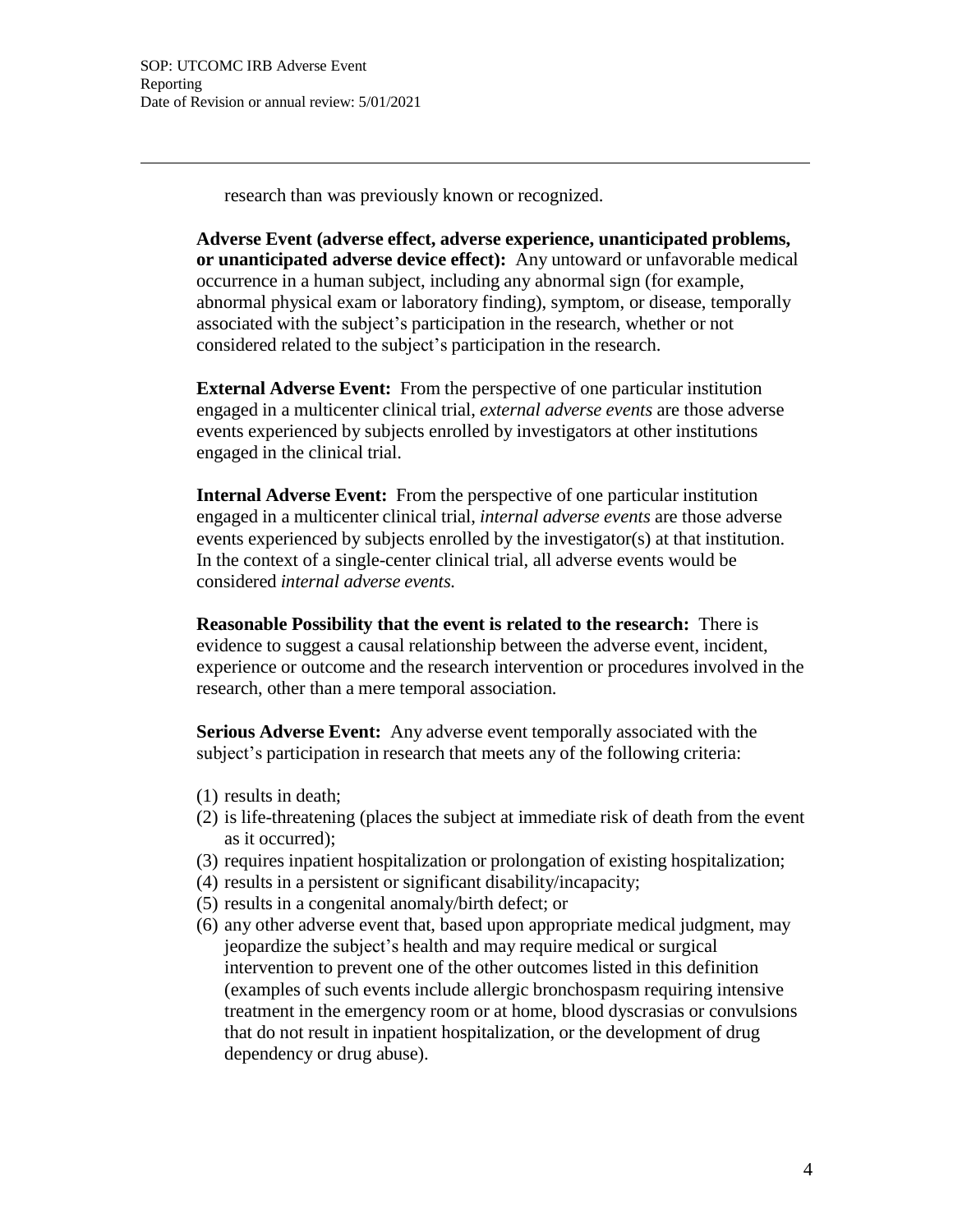research than was previously known or recognized.

**Adverse Event (adverse effect, adverse experience, unanticipated problems, or unanticipated adverse device effect):** Any untoward or unfavorable medical occurrence in a human subject, including any abnormal sign (for example, abnormal physical exam or laboratory finding), symptom, or disease, temporally associated with the subject's participation in the research, whether or not considered related to the subject's participation in the research.

**External Adverse Event:** From the perspective of one particular institution engaged in a multicenter clinical trial, *external adverse events* are those adverse events experienced by subjects enrolled by investigators at other institutions engaged in the clinical trial.

**Internal Adverse Event:** From the perspective of one particular institution engaged in a multicenter clinical trial, *internal adverse events* are those adverse events experienced by subjects enrolled by the investigator(s) at that institution. In the context of a single-center clinical trial, all adverse events would be considered *internal adverse events.*

**Reasonable Possibility that the event is related to the research:** There is evidence to suggest a causal relationship between the adverse event, incident, experience or outcome and the research intervention or procedures involved in the research, other than a mere temporal association.

**Serious Adverse Event:** Any adverse event temporally associated with the subject's participation in research that meets any of the following criteria:

(1) results in death;
(2) is life-threatening (places the subject at immediate risk of death from the event as it occurred);
(3) requires inpatient hospitalization or prolongation of existing hospitalization;
(4) results in a persistent or significant disability/incapacity;
(5) results in a congenital anomaly/birth defect; or
(6) any other adverse event that, based upon appropriate medical judgment, may jeopardize the subject's health and may require medical or surgical intervention to prevent one of the other outcomes listed in this definition (examples of such events include allergic bronchospasm requiring intensive treatment in the emergency room or at home, blood dyscrasias or convulsions that do not result in inpatient hospitalization, or the development of drug dependency or drug abuse).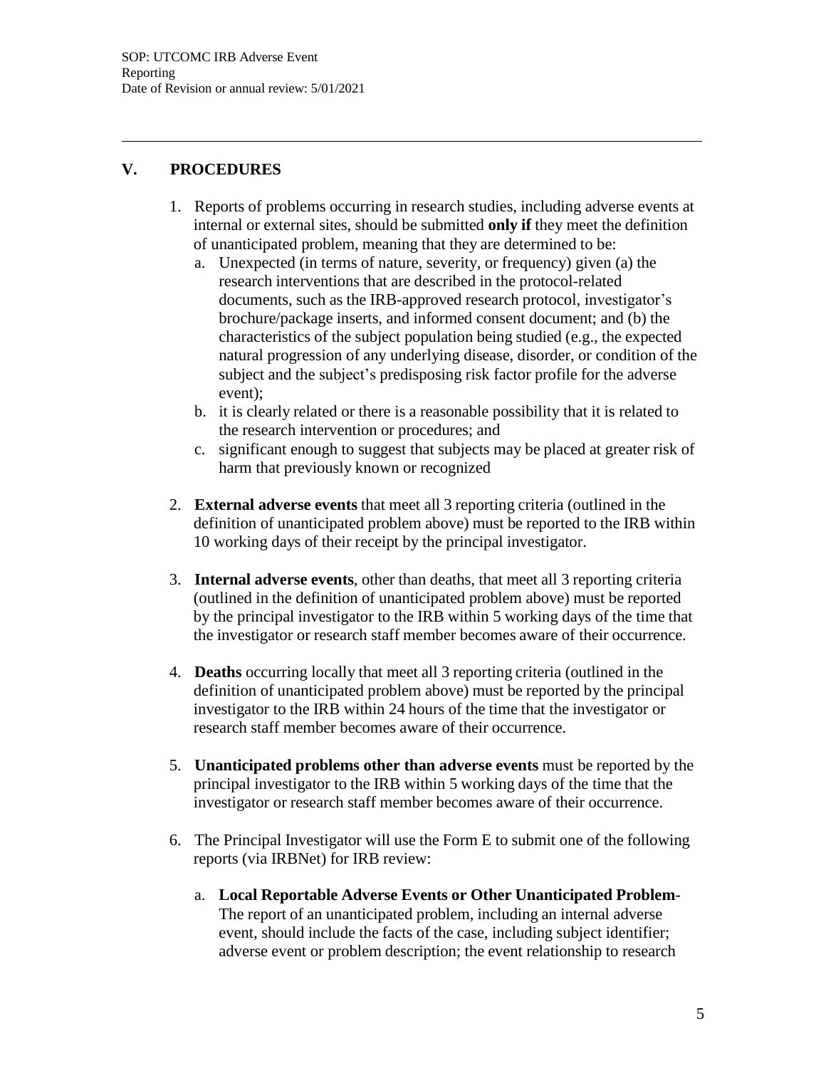## V. PROCEDURES

1. Reports of problems occurring in research studies, including adverse events at internal or external sites, should be submitted **only if** they meet the definition of unanticipated problem, meaning that they are determined to be:
   a. Unexpected (in terms of nature, severity, or frequency) given (a) the research interventions that are described in the protocol-related documents, such as the IRB-approved research protocol, investigator's brochure/package inserts, and informed consent document; and (b) the characteristics of the subject population being studied (e.g., the expected natural progression of any underlying disease, disorder, or condition of the subject and the subject's predisposing risk factor profile for the adverse event);
   b. it is clearly related or there is a reasonable possibility that it is related to the research intervention or procedures; and
   c. significant enough to suggest that subjects may be placed at greater risk of harm that previously known or recognized

2. **External adverse events** that meet all 3 reporting criteria (outlined in the definition of unanticipated problem above) must be reported to the IRB within 10 working days of their receipt by the principal investigator.

3. **Internal adverse events**, other than deaths, that meet all 3 reporting criteria (outlined in the definition of unanticipated problem above) must be reported by the principal investigator to the IRB within 5 working days of the time that the investigator or research staff member becomes aware of their occurrence.

4. **Deaths** occurring locally that meet all 3 reporting criteria (outlined in the definition of unanticipated problem above) must be reported by the principal investigator to the IRB within 24 hours of the time that the investigator or research staff member becomes aware of their occurrence.

5. **Unanticipated problems other than adverse events** must be reported by the principal investigator to the IRB within 5 working days of the time that the investigator or research staff member becomes aware of their occurrence.

6. The Principal Investigator will use the Form E to submit one of the following reports (via IRBNet) for IRB review:

   a. **Local Reportable Adverse Events or Other Unanticipated Problem**- The report of an unanticipated problem, including an internal adverse event, should include the facts of the case, including subject identifier; adverse event or problem description; the event relationship to research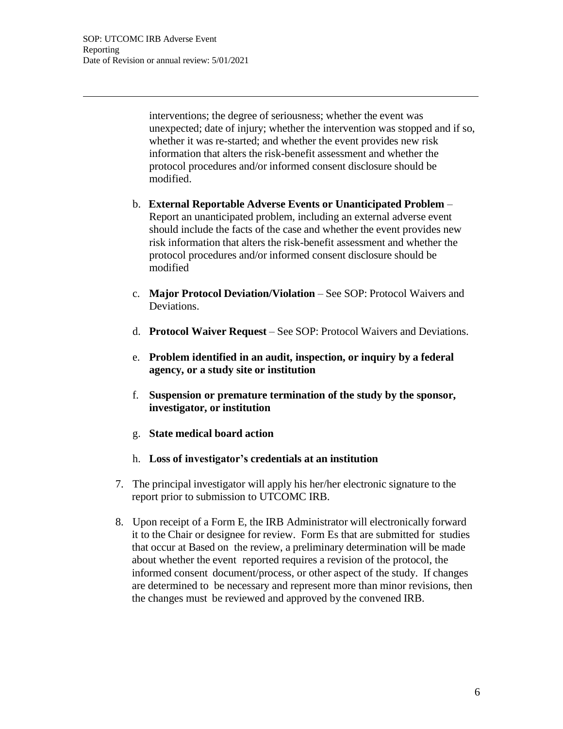interventions; the degree of seriousness; whether the event was unexpected; date of injury; whether the intervention was stopped and if so, whether it was re-started; and whether the event provides new risk information that alters the risk-benefit assessment and whether the protocol procedures and/or informed consent disclosure should be modified.

b. **External Reportable Adverse Events or Unanticipated Problem** – Report an unanticipated problem, including an external adverse event should include the facts of the case and whether the event provides new risk information that alters the risk-benefit assessment and whether the protocol procedures and/or informed consent disclosure should be modified

c. **Major Protocol Deviation/Violation** – See SOP: Protocol Waivers and Deviations.

d. **Protocol Waiver Request** – See SOP: Protocol Waivers and Deviations.

e. **Problem identified in an audit, inspection, or inquiry by a federal agency, or a study site or institution**

f. **Suspension or premature termination of the study by the sponsor, investigator, or institution**

g. **State medical board action**

h. **Loss of investigator's credentials at an institution**

7. The principal investigator will apply his her/her electronic signature to the report prior to submission to UTCOMC IRB.

8. Upon receipt of a Form E, the IRB Administrator will electronically forward it to the Chair or designee for review. Form Es that are submitted for studies that occur at Based on the review, a preliminary determination will be made about whether the event reported requires a revision of the protocol, the informed consent document/process, or other aspect of the study. If changes are determined to be necessary and represent more than minor revisions, then the changes must be reviewed and approved by the convened IRB.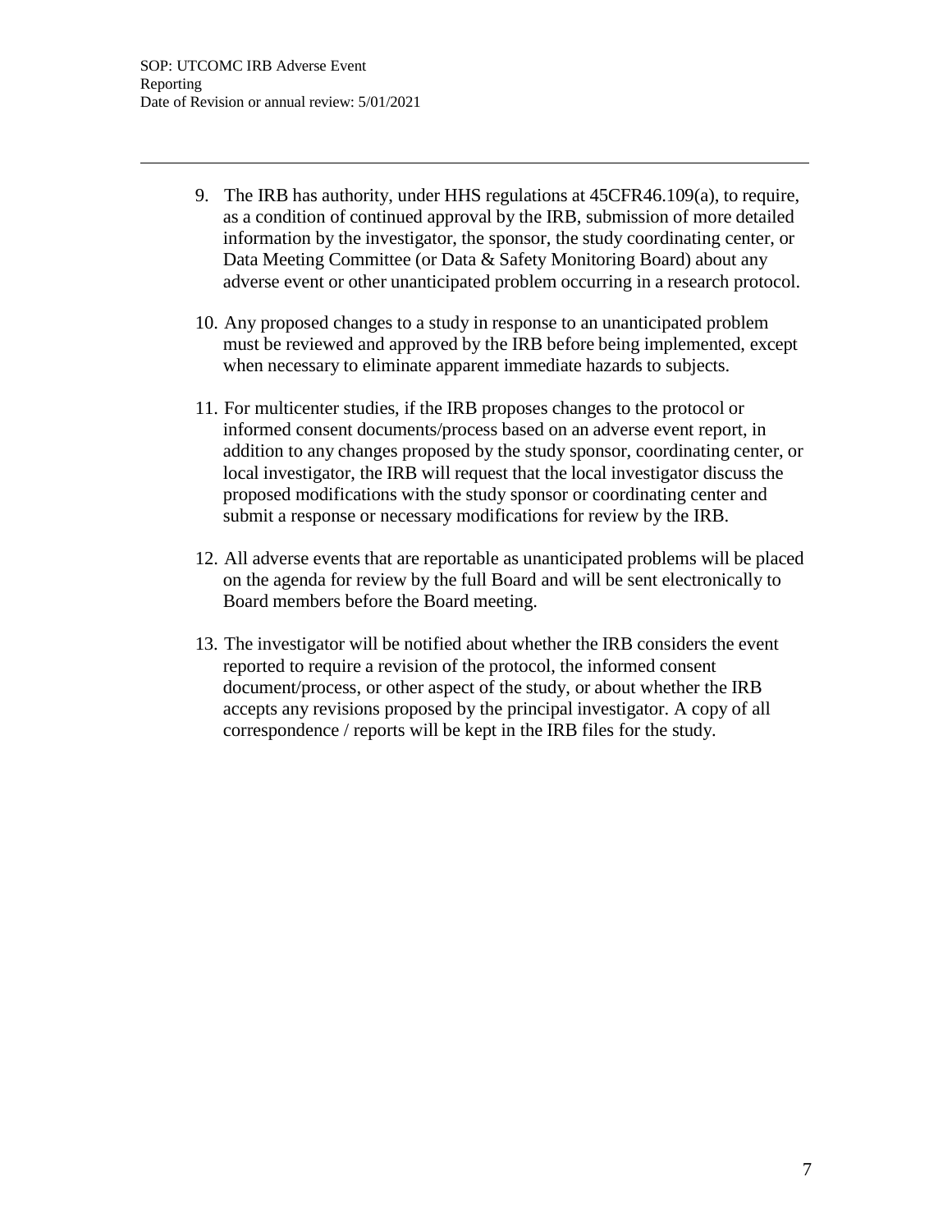9. The IRB has authority, under HHS regulations at 45CFR46.109(a), to require, as a condition of continued approval by the IRB, submission of more detailed information by the investigator, the sponsor, the study coordinating center, or Data Meeting Committee (or Data & Safety Monitoring Board) about any adverse event or other unanticipated problem occurring in a research protocol.

10. Any proposed changes to a study in response to an unanticipated problem must be reviewed and approved by the IRB before being implemented, except when necessary to eliminate apparent immediate hazards to subjects.

11. For multicenter studies, if the IRB proposes changes to the protocol or informed consent documents/process based on an adverse event report, in addition to any changes proposed by the study sponsor, coordinating center, or local investigator, the IRB will request that the local investigator discuss the proposed modifications with the study sponsor or coordinating center and submit a response or necessary modifications for review by the IRB.

12. All adverse events that are reportable as unanticipated problems will be placed on the agenda for review by the full Board and will be sent electronically to Board members before the Board meeting.

13. The investigator will be notified about whether the IRB considers the event reported to require a revision of the protocol, the informed consent document/process, or other aspect of the study, or about whether the IRB accepts any revisions proposed by the principal investigator. A copy of all correspondence / reports will be kept in the IRB files for the study.